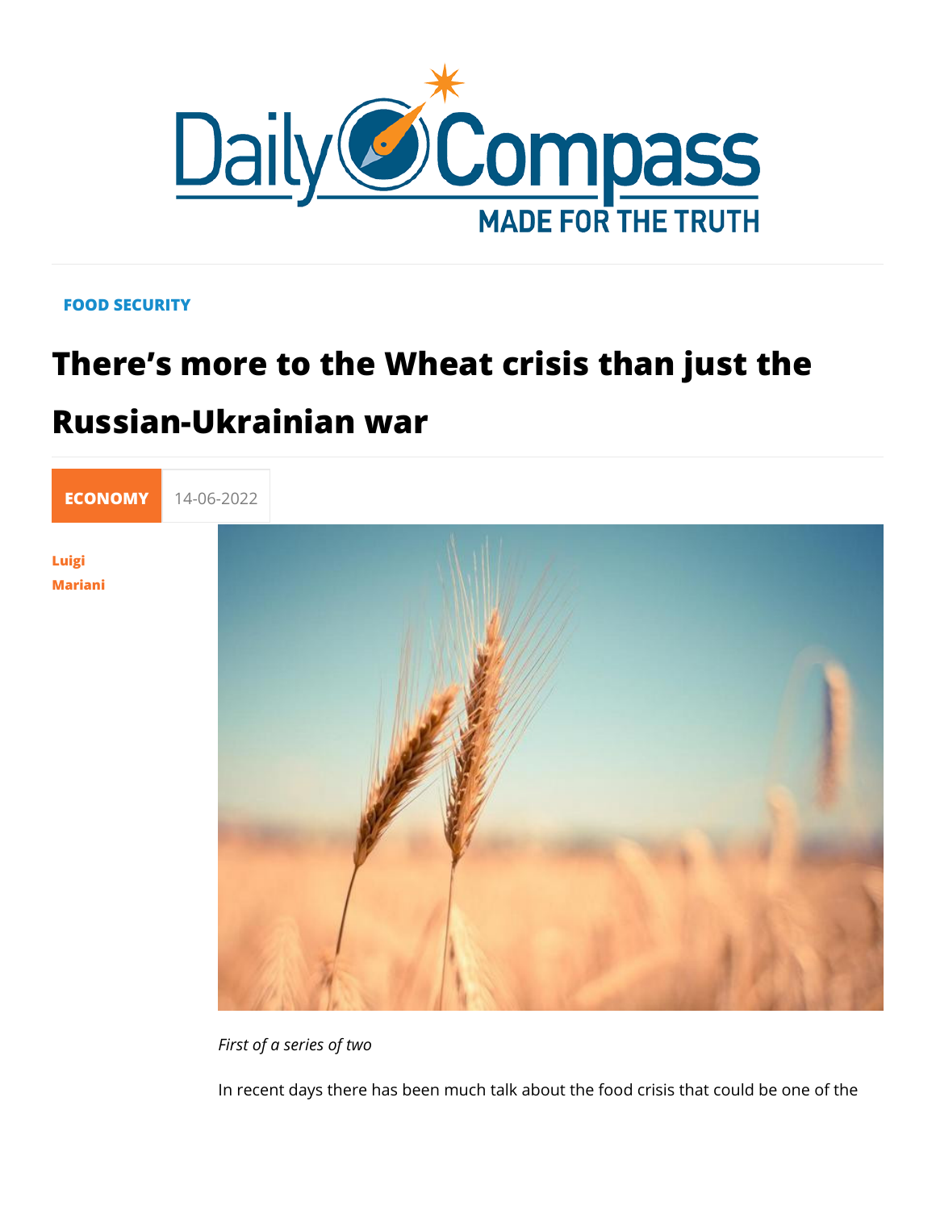FOOD SECURITY

# There's more to the Wheat crisis than just the Russian-Ukrainian war

ECONOMY 14-06-2022

Luigi Mariani

*First of a series of two*

In recent days there has been much talk about the food crisis that could be one of the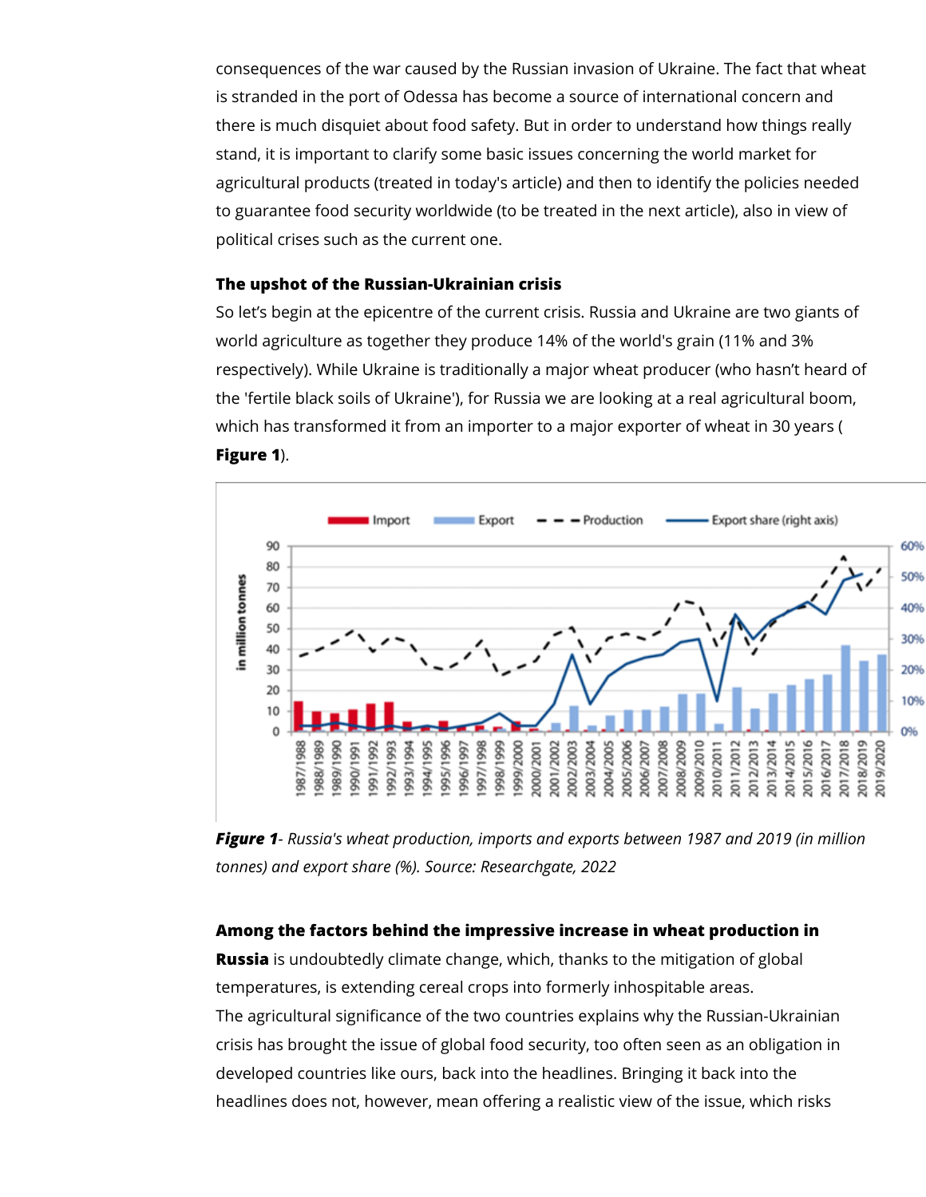consequences of the war caused by the Russian invasion of Ukraine. The fact that wheat is stranded in the port of Odessa has become a source of international concern and there is much disquiet about food safety. But in order to understand how things really stand, it is important to clarify some basic issues concerning the world market for agricultural products (treated in today's article) and then to identify the policies needed to guarantee food security worldwide (to be treated in the next article), also in view of political crises such as the current one.

**The upshot of the Russian-Ukrainian crisis**

So let's begin at the epicentre of the current crisis. Russia and Ukraine are two giants of world agriculture as together they produce 14% of the world's grain (11% and 3% respectively). While Ukraine is traditionally a major wheat producer (who hasn't heard of the 'fertile black soils of Ukraine'), for Russia we are looking at a real agricultural boom, which has transformed it from an importer to a major exporter of wheat in 30 years ( **Figure 1**).

***Figure 1***- *Russia's wheat production, imports and exports between 1987 and 2019 (in million tonnes) and export share (%). Source: Researchgate, 2022*

**Among the factors behind the impressive increase in wheat production in Russia** is undoubtedly climate change, which, thanks to the mitigation of global temperatures, is extending cereal crops into formerly inhospitable areas.

The agricultural significance of the two countries explains why the Russian-Ukrainian crisis has brought the issue of global food security, too often seen as an obligation in developed countries like ours, back into the headlines. Bringing it back into the headlines does not, however, mean offering a realistic view of the issue, which risks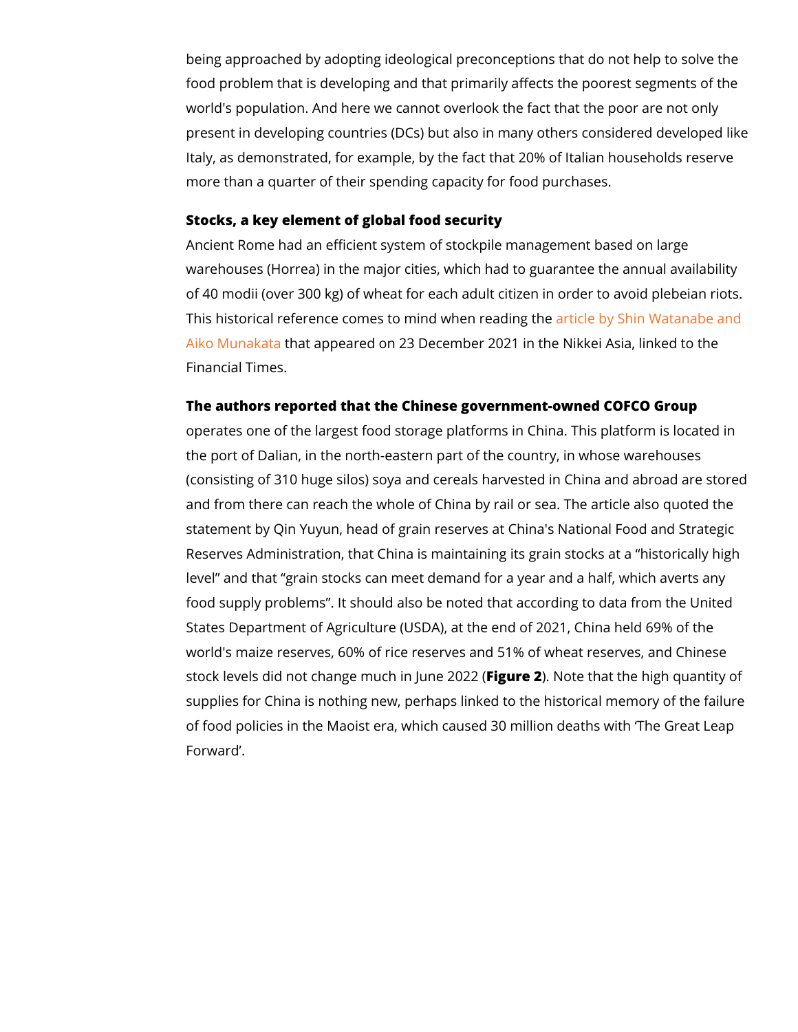being approached by adopting ideological preconceptions that do not help to solve the food problem that is developing and that primarily affects the poorest segments of the world's population. And here we cannot overlook the fact that the poor are not only present in developing countries (DCs) but also in many others considered developed like Italy, as demonstrated, for example, by the fact that 20% of Italian households reserve more than a quarter of their spending capacity for food purchases.

**Stocks, a key element of global food security**

Ancient Rome had an efficient system of stockpile management based on large warehouses (Horrea) in the major cities, which had to guarantee the annual availability of 40 modii (over 300 kg) of wheat for each adult citizen in order to avoid plebeian riots. This historical reference comes to mind when reading the article by Shin Watanabe and Aiko Munakata that appeared on 23 December 2021 in the Nikkei Asia, linked to the Financial Times.

**The authors reported that the Chinese government-owned COFCO Group** operates one of the largest food storage platforms in China. This platform is located in the port of Dalian, in the north-eastern part of the country, in whose warehouses (consisting of 310 huge silos) soya and cereals harvested in China and abroad are stored and from there can reach the whole of China by rail or sea. The article also quoted the statement by Qin Yuyun, head of grain reserves at China's National Food and Strategic Reserves Administration, that China is maintaining its grain stocks at a "historically high level" and that "grain stocks can meet demand for a year and a half, which averts any food supply problems". It should also be noted that according to data from the United States Department of Agriculture (USDA), at the end of 2021, China held 69% of the world's maize reserves, 60% of rice reserves and 51% of wheat reserves, and Chinese stock levels did not change much in June 2022 (**Figure 2**). Note that the high quantity of supplies for China is nothing new, perhaps linked to the historical memory of the failure of food policies in the Maoist era, which caused 30 million deaths with 'The Great Leap Forward'.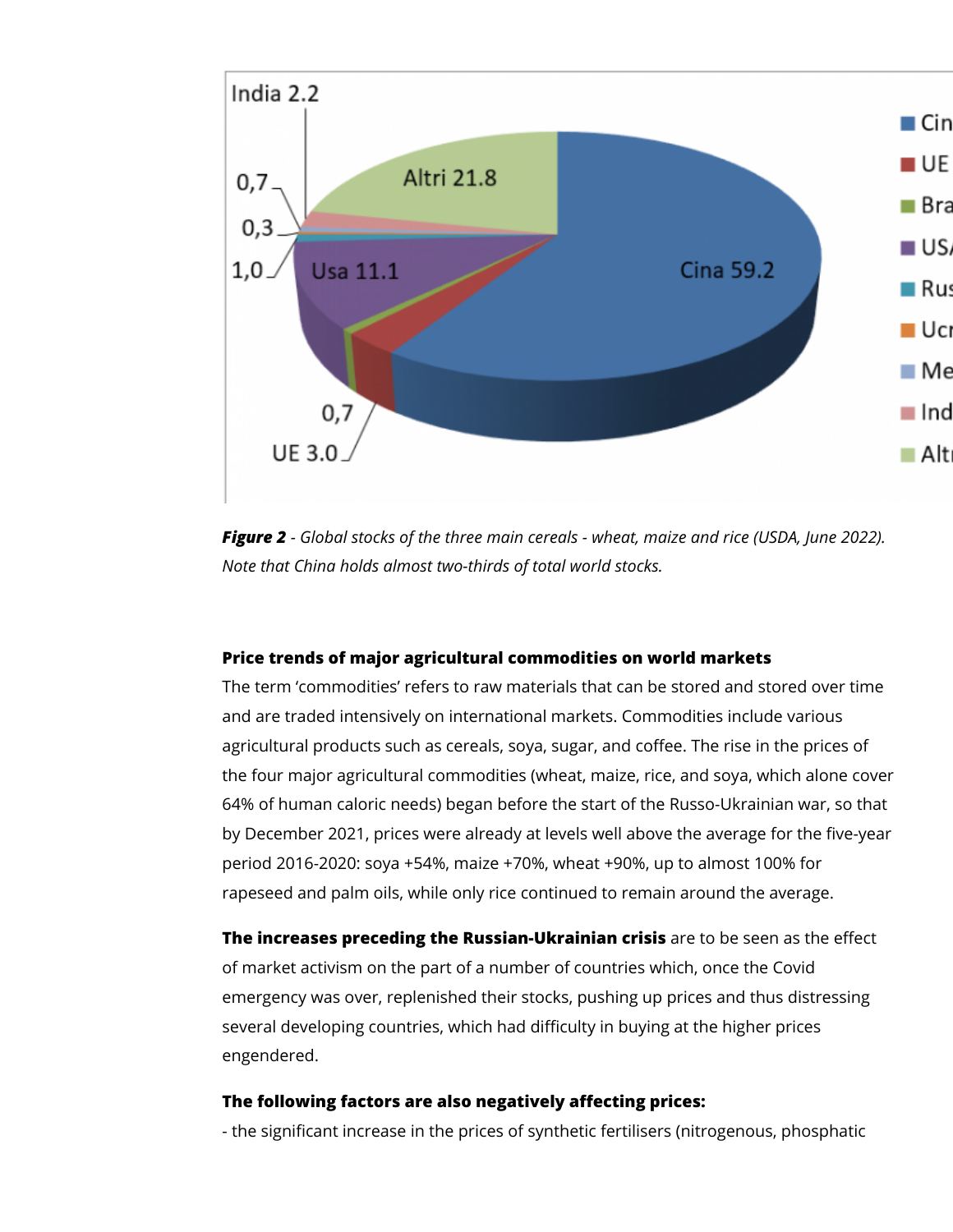*Figure 2* - *Global stocks of the three main cereals - wheat, maize and rice (USDA, June 2022). Note that China holds almost two-thirds of total world stocks.*

**Price trends of major agricultural commodities on world markets**

The term 'commodities' refers to raw materials that can be stored and stored over time and are traded intensively on international markets. Commodities include various agricultural products such as cereals, soya, sugar, and coffee. The rise in the prices of the four major agricultural commodities (wheat, maize, rice, and soya, which alone cover 64% of human caloric needs) began before the start of the Russo-Ukrainian war, so that by December 2021, prices were already at levels well above the average for the five-year period 2016-2020: soya +54%, maize +70%, wheat +90%, up to almost 100% for rapeseed and palm oils, while only rice continued to remain around the average.

**The increases preceding the Russian-Ukrainian crisis** are to be seen as the effect of market activism on the part of a number of countries which, once the Covid emergency was over, replenished their stocks, pushing up prices and thus distressing several developing countries, which had difficulty in buying at the higher prices engendered.

**The following factors are also negatively affecting prices:**

- the significant increase in the prices of synthetic fertilisers (nitrogenous, phosphatic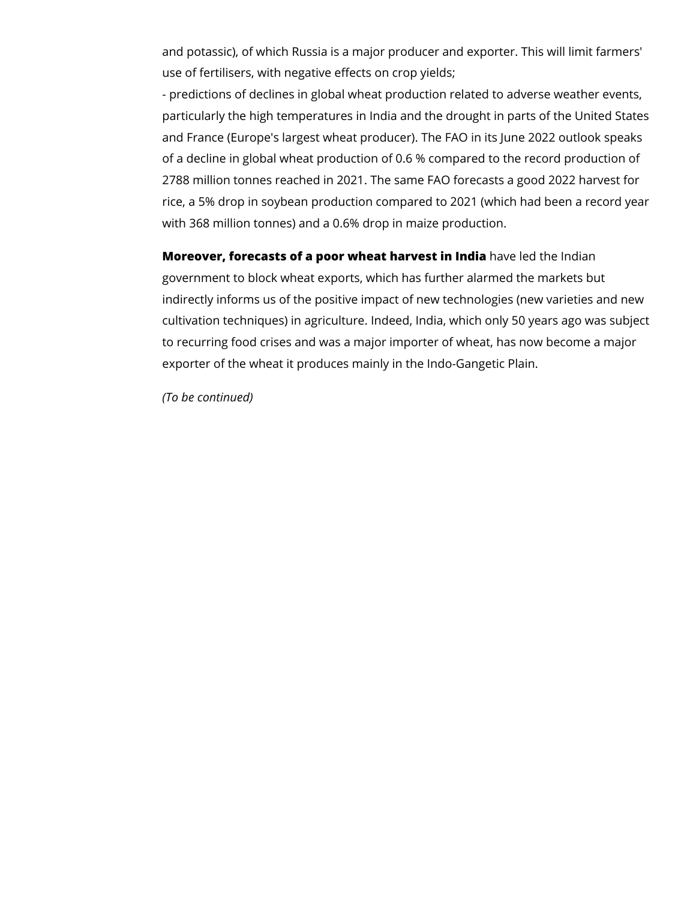and potassic), of which Russia is a major producer and exporter. This will limit farmers' use of fertilisers, with negative effects on crop yields;

- predictions of declines in global wheat production related to adverse weather events, particularly the high temperatures in India and the drought in parts of the United States and France (Europe's largest wheat producer). The FAO in its June 2022 outlook speaks of a decline in global wheat production of 0.6 % compared to the record production of 2788 million tonnes reached in 2021. The same FAO forecasts a good 2022 harvest for rice, a 5% drop in soybean production compared to 2021 (which had been a record year with 368 million tonnes) and a 0.6% drop in maize production.

**Moreover, forecasts of a poor wheat harvest in India** have led the Indian government to block wheat exports, which has further alarmed the markets but indirectly informs us of the positive impact of new technologies (new varieties and new cultivation techniques) in agriculture. Indeed, India, which only 50 years ago was subject to recurring food crises and was a major importer of wheat, has now become a major exporter of the wheat it produces mainly in the Indo-Gangetic Plain.

*(To be continued)*